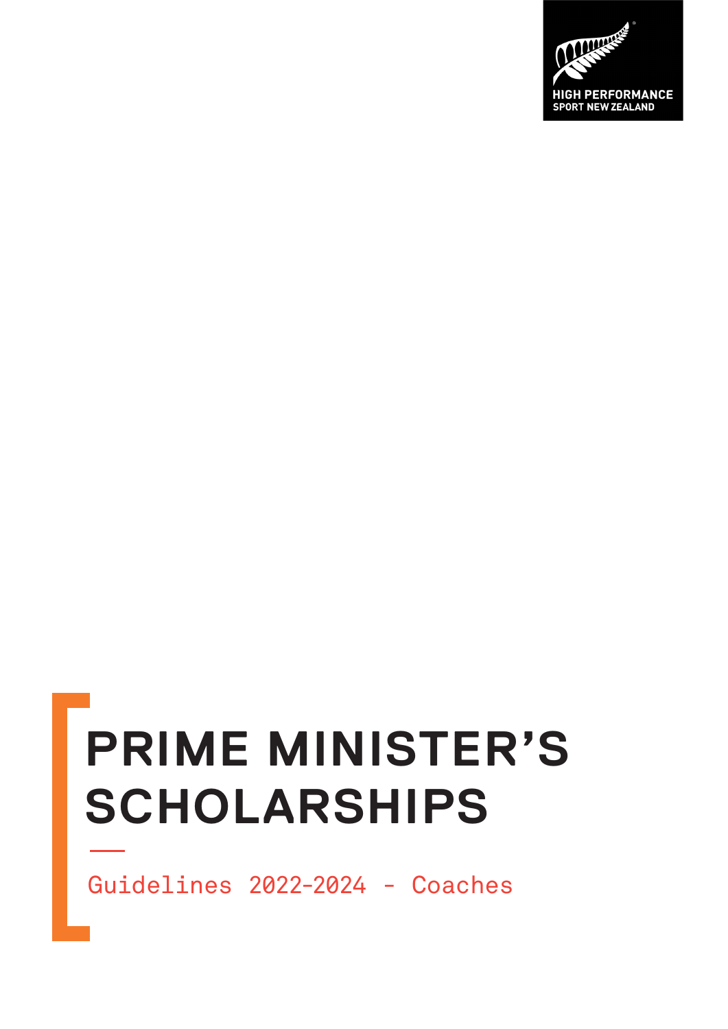HIGH PERFORMANCE
SPORT NEW ZEALAND

# PRIME MINISTER'S SCHOLARSHIPS

Guidelines 2022-2024 - Coaches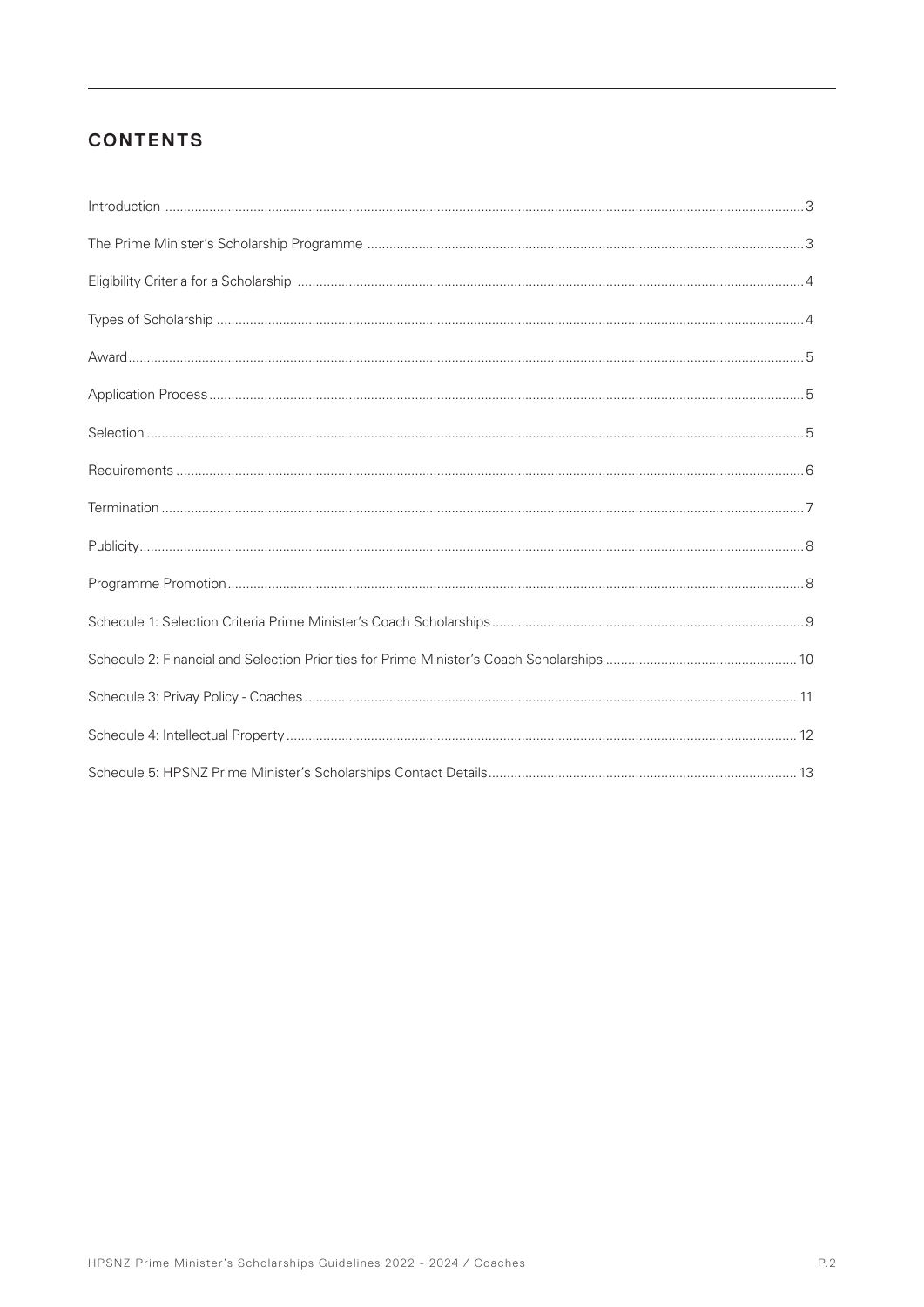## CONTENTS

| | |
|---|---|
| Introduction | 3 |
| The Prime Minister's Scholarship Programme | 3 |
| Eligibility Criteria for a Scholarship | 4 |
| Types of Scholarship | 4 |
| Award | 5 |
| Application Process | 5 |
| Selection | 5 |
| Requirements | 6 |
| Termination | 7 |
| Publicity | 8 |
| Programme Promotion | 8 |
| Schedule 1: Selection Criteria Prime Minister's Coach Scholarships | 9 |
| Schedule 2: Financial and Selection Priorities for Prime Minister's Coach Scholarships | 10 |
| Schedule 3: Privay Policy - Coaches | 11 |
| Schedule 4: Intellectual Property | 12 |
| Schedule 5: HPSNZ Prime Minister's Scholarships Contact Details | 13 |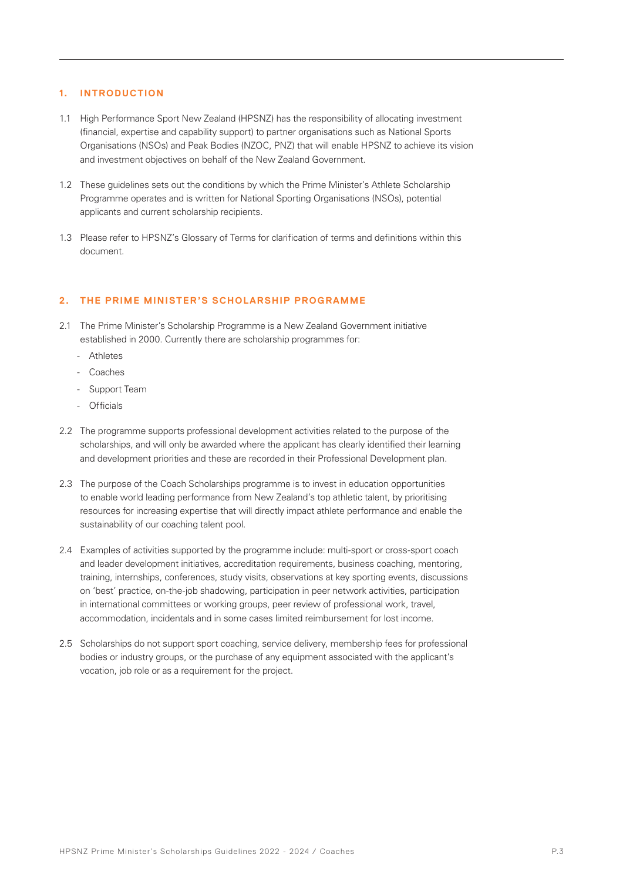## 1. INTRODUCTION

1.1 High Performance Sport New Zealand (HPSNZ) has the responsibility of allocating investment (financial, expertise and capability support) to partner organisations such as National Sports Organisations (NSOs) and Peak Bodies (NZOC, PNZ) that will enable HPSNZ to achieve its vision and investment objectives on behalf of the New Zealand Government.

1.2 These guidelines sets out the conditions by which the Prime Minister's Athlete Scholarship Programme operates and is written for National Sporting Organisations (NSOs), potential applicants and current scholarship recipients.

1.3 Please refer to HPSNZ's Glossary of Terms for clarification of terms and definitions within this document.

## 2. THE PRIME MINISTER'S SCHOLARSHIP PROGRAMME

2.1 The Prime Minister's Scholarship Programme is a New Zealand Government initiative established in 2000. Currently there are scholarship programmes for:

- Athletes
- Coaches
- Support Team
- Officials

2.2 The programme supports professional development activities related to the purpose of the scholarships, and will only be awarded where the applicant has clearly identified their learning and development priorities and these are recorded in their Professional Development plan.

2.3 The purpose of the Coach Scholarships programme is to invest in education opportunities to enable world leading performance from New Zealand's top athletic talent, by prioritising resources for increasing expertise that will directly impact athlete performance and enable the sustainability of our coaching talent pool.

2.4 Examples of activities supported by the programme include: multi-sport or cross-sport coach and leader development initiatives, accreditation requirements, business coaching, mentoring, training, internships, conferences, study visits, observations at key sporting events, discussions on 'best' practice, on-the-job shadowing, participation in peer network activities, participation in international committees or working groups, peer review of professional work, travel, accommodation, incidentals and in some cases limited reimbursement for lost income.

2.5 Scholarships do not support sport coaching, service delivery, membership fees for professional bodies or industry groups, or the purchase of any equipment associated with the applicant's vocation, job role or as a requirement for the project.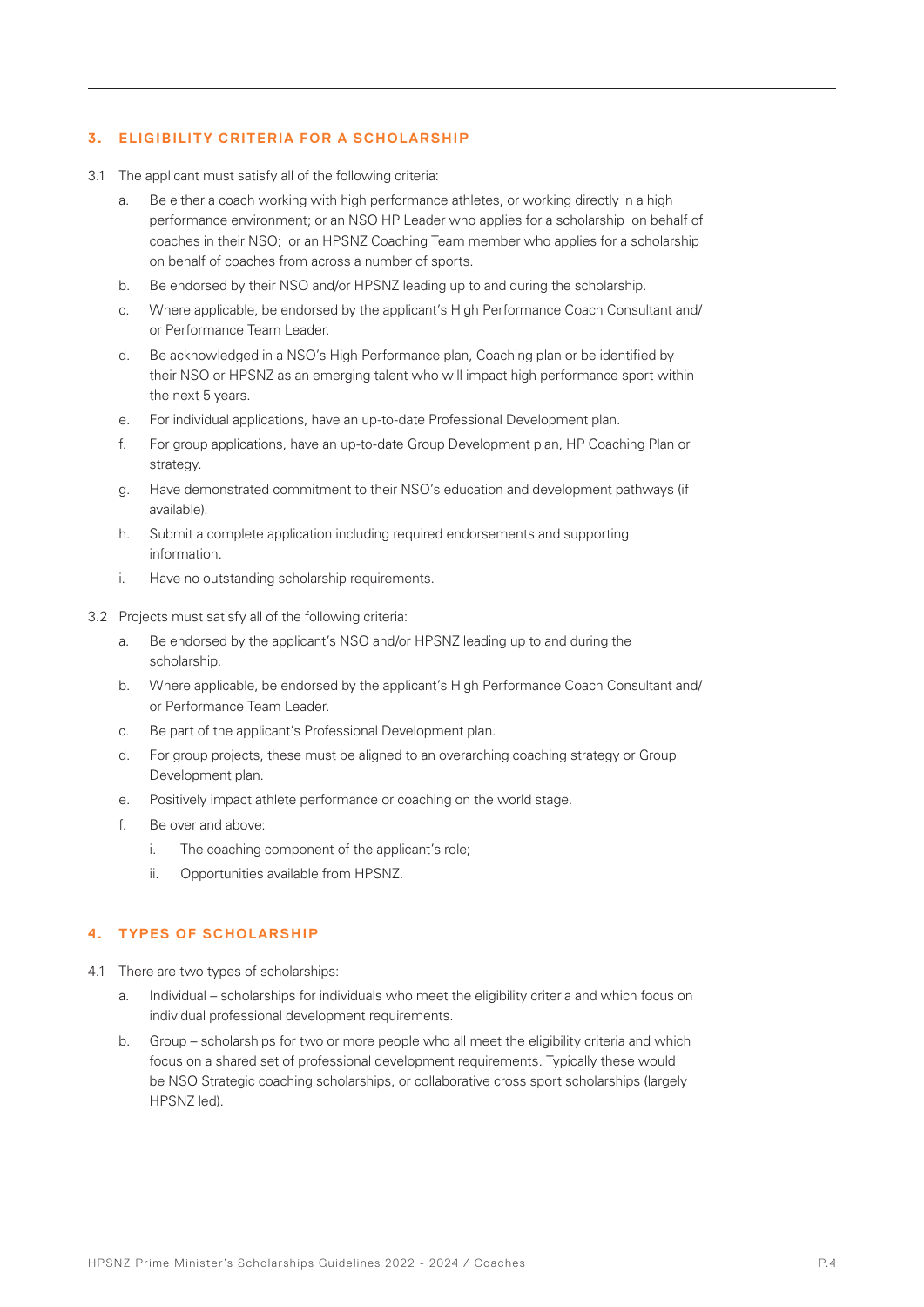## 3. ELIGIBILITY CRITERIA FOR A SCHOLARSHIP

3.1 The applicant must satisfy all of the following criteria:

a. Be either a coach working with high performance athletes, or working directly in a high performance environment; or an NSO HP Leader who applies for a scholarship on behalf of coaches in their NSO; or an HPSNZ Coaching Team member who applies for a scholarship on behalf of coaches from across a number of sports.

b. Be endorsed by their NSO and/or HPSNZ leading up to and during the scholarship.

c. Where applicable, be endorsed by the applicant's High Performance Coach Consultant and/or Performance Team Leader.

d. Be acknowledged in a NSO's High Performance plan, Coaching plan or be identified by their NSO or HPSNZ as an emerging talent who will impact high performance sport within the next 5 years.

e. For individual applications, have an up-to-date Professional Development plan.

f. For group applications, have an up-to-date Group Development plan, HP Coaching Plan or strategy.

g. Have demonstrated commitment to their NSO's education and development pathways (if available).

h. Submit a complete application including required endorsements and supporting information.

i. Have no outstanding scholarship requirements.

3.2 Projects must satisfy all of the following criteria:

a. Be endorsed by the applicant's NSO and/or HPSNZ leading up to and during the scholarship.

b. Where applicable, be endorsed by the applicant's High Performance Coach Consultant and/or Performance Team Leader.

c. Be part of the applicant's Professional Development plan.

d. For group projects, these must be aligned to an overarching coaching strategy or Group Development plan.

e. Positively impact athlete performance or coaching on the world stage.

f. Be over and above:

   i. The coaching component of the applicant's role;

   ii. Opportunities available from HPSNZ.

## 4. TYPES OF SCHOLARSHIP

4.1 There are two types of scholarships:

a. Individual – scholarships for individuals who meet the eligibility criteria and which focus on individual professional development requirements.

b. Group – scholarships for two or more people who all meet the eligibility criteria and which focus on a shared set of professional development requirements. Typically these would be NSO Strategic coaching scholarships, or collaborative cross sport scholarships (largely HPSNZ led).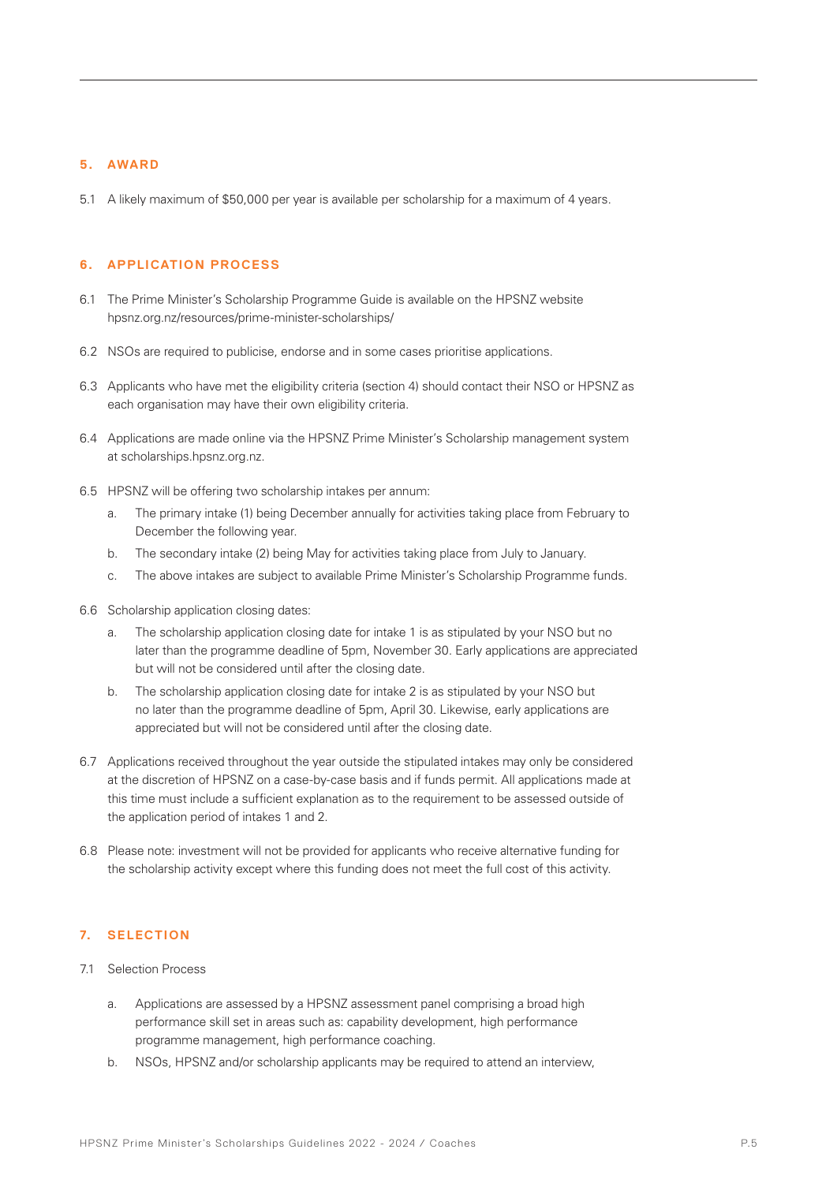## 5. AWARD

5.1 A likely maximum of $50,000 per year is available per scholarship for a maximum of 4 years.

## 6. APPLICATION PROCESS

6.1 The Prime Minister's Scholarship Programme Guide is available on the HPSNZ website hpsnz.org.nz/resources/prime-minister-scholarships/

6.2 NSOs are required to publicise, endorse and in some cases prioritise applications.

6.3 Applicants who have met the eligibility criteria (section 4) should contact their NSO or HPSNZ as each organisation may have their own eligibility criteria.

6.4 Applications are made online via the HPSNZ Prime Minister's Scholarship management system at scholarships.hpsnz.org.nz.

6.5 HPSNZ will be offering two scholarship intakes per annum:

   a. The primary intake (1) being December annually for activities taking place from February to December the following year.

   b. The secondary intake (2) being May for activities taking place from July to January.

   c. The above intakes are subject to available Prime Minister's Scholarship Programme funds.

6.6 Scholarship application closing dates:

   a. The scholarship application closing date for intake 1 is as stipulated by your NSO but no later than the programme deadline of 5pm, November 30. Early applications are appreciated but will not be considered until after the closing date.

   b. The scholarship application closing date for intake 2 is as stipulated by your NSO but no later than the programme deadline of 5pm, April 30. Likewise, early applications are appreciated but will not be considered until after the closing date.

6.7 Applications received throughout the year outside the stipulated intakes may only be considered at the discretion of HPSNZ on a case-by-case basis and if funds permit. All applications made at this time must include a sufficient explanation as to the requirement to be assessed outside of the application period of intakes 1 and 2.

6.8 Please note: investment will not be provided for applicants who receive alternative funding for the scholarship activity except where this funding does not meet the full cost of this activity.

## 7. SELECTION

7.1 Selection Process

   a. Applications are assessed by a HPSNZ assessment panel comprising a broad high performance skill set in areas such as: capability development, high performance programme management, high performance coaching.

   b. NSOs, HPSNZ and/or scholarship applicants may be required to attend an interview,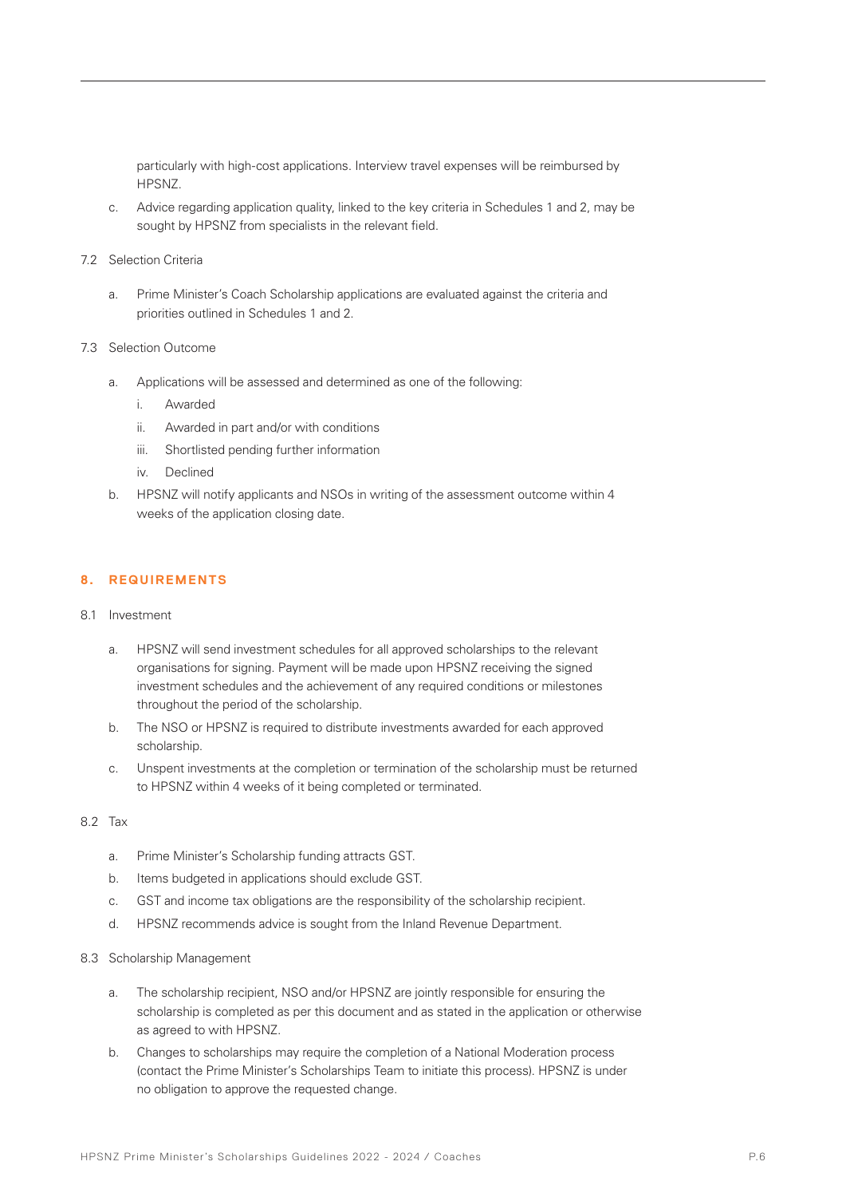particularly with high-cost applications. Interview travel expenses will be reimbursed by HPSNZ.

c. Advice regarding application quality, linked to the key criteria in Schedules 1 and 2, may be sought by HPSNZ from specialists in the relevant field.

7.2 Selection Criteria

a. Prime Minister's Coach Scholarship applications are evaluated against the criteria and priorities outlined in Schedules 1 and 2.

7.3 Selection Outcome

a. Applications will be assessed and determined as one of the following:
    i. Awarded
    ii. Awarded in part and/or with conditions
    iii. Shortlisted pending further information
    iv. Declined

b. HPSNZ will notify applicants and NSOs in writing of the assessment outcome within 4 weeks of the application closing date.

## 8. REQUIREMENTS

8.1 Investment

a. HPSNZ will send investment schedules for all approved scholarships to the relevant organisations for signing. Payment will be made upon HPSNZ receiving the signed investment schedules and the achievement of any required conditions or milestones throughout the period of the scholarship.

b. The NSO or HPSNZ is required to distribute investments awarded for each approved scholarship.

c. Unspent investments at the completion or termination of the scholarship must be returned to HPSNZ within 4 weeks of it being completed or terminated.

8.2 Tax

a. Prime Minister's Scholarship funding attracts GST.

b. Items budgeted in applications should exclude GST.

c. GST and income tax obligations are the responsibility of the scholarship recipient.

d. HPSNZ recommends advice is sought from the Inland Revenue Department.

8.3 Scholarship Management

a. The scholarship recipient, NSO and/or HPSNZ are jointly responsible for ensuring the scholarship is completed as per this document and as stated in the application or otherwise as agreed to with HPSNZ.

b. Changes to scholarships may require the completion of a National Moderation process (contact the Prime Minister's Scholarships Team to initiate this process). HPSNZ is under no obligation to approve the requested change.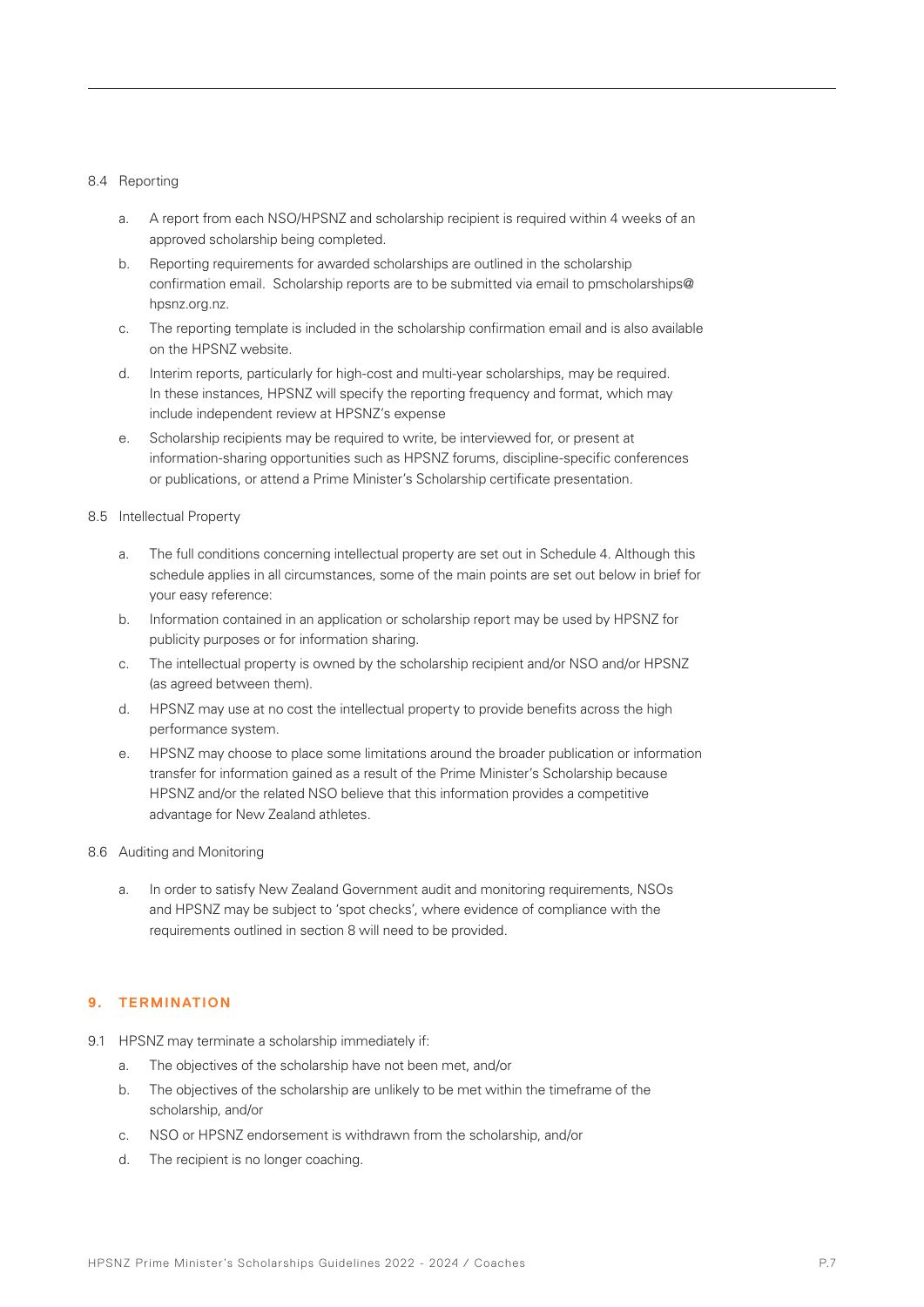8.4 Reporting

a. A report from each NSO/HPSNZ and scholarship recipient is required within 4 weeks of an approved scholarship being completed.

b. Reporting requirements for awarded scholarships are outlined in the scholarship confirmation email. Scholarship reports are to be submitted via email to pmscholarships@hpsnz.org.nz.

c. The reporting template is included in the scholarship confirmation email and is also available on the HPSNZ website.

d. Interim reports, particularly for high-cost and multi-year scholarships, may be required. In these instances, HPSNZ will specify the reporting frequency and format, which may include independent review at HPSNZ's expense

e. Scholarship recipients may be required to write, be interviewed for, or present at information-sharing opportunities such as HPSNZ forums, discipline-specific conferences or publications, or attend a Prime Minister's Scholarship certificate presentation.

8.5 Intellectual Property

a. The full conditions concerning intellectual property are set out in Schedule 4. Although this schedule applies in all circumstances, some of the main points are set out below in brief for your easy reference:

b. Information contained in an application or scholarship report may be used by HPSNZ for publicity purposes or for information sharing.

c. The intellectual property is owned by the scholarship recipient and/or NSO and/or HPSNZ (as agreed between them).

d. HPSNZ may use at no cost the intellectual property to provide benefits across the high performance system.

e. HPSNZ may choose to place some limitations around the broader publication or information transfer for information gained as a result of the Prime Minister's Scholarship because HPSNZ and/or the related NSO believe that this information provides a competitive advantage for New Zealand athletes.

8.6 Auditing and Monitoring

a. In order to satisfy New Zealand Government audit and monitoring requirements, NSOs and HPSNZ may be subject to 'spot checks', where evidence of compliance with the requirements outlined in section 8 will need to be provided.

## 9. TERMINATION

9.1 HPSNZ may terminate a scholarship immediately if:

a. The objectives of the scholarship have not been met, and/or

b. The objectives of the scholarship are unlikely to be met within the timeframe of the scholarship, and/or

c. NSO or HPSNZ endorsement is withdrawn from the scholarship, and/or

d. The recipient is no longer coaching.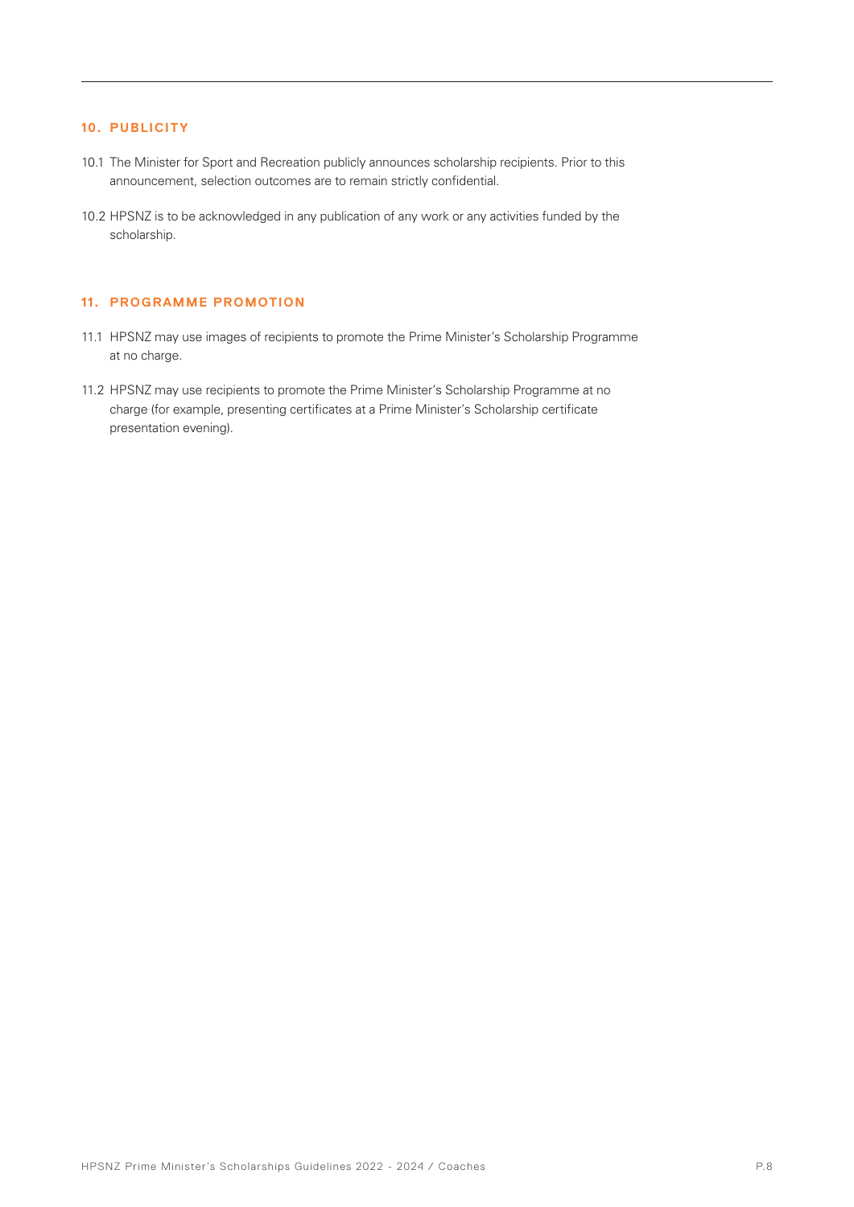## 10. PUBLICITY

10.1 The Minister for Sport and Recreation publicly announces scholarship recipients. Prior to this announcement, selection outcomes are to remain strictly confidential.

10.2 HPSNZ is to be acknowledged in any publication of any work or any activities funded by the scholarship.

## 11. PROGRAMME PROMOTION

11.1 HPSNZ may use images of recipients to promote the Prime Minister's Scholarship Programme at no charge.

11.2 HPSNZ may use recipients to promote the Prime Minister's Scholarship Programme at no charge (for example, presenting certificates at a Prime Minister's Scholarship certificate presentation evening).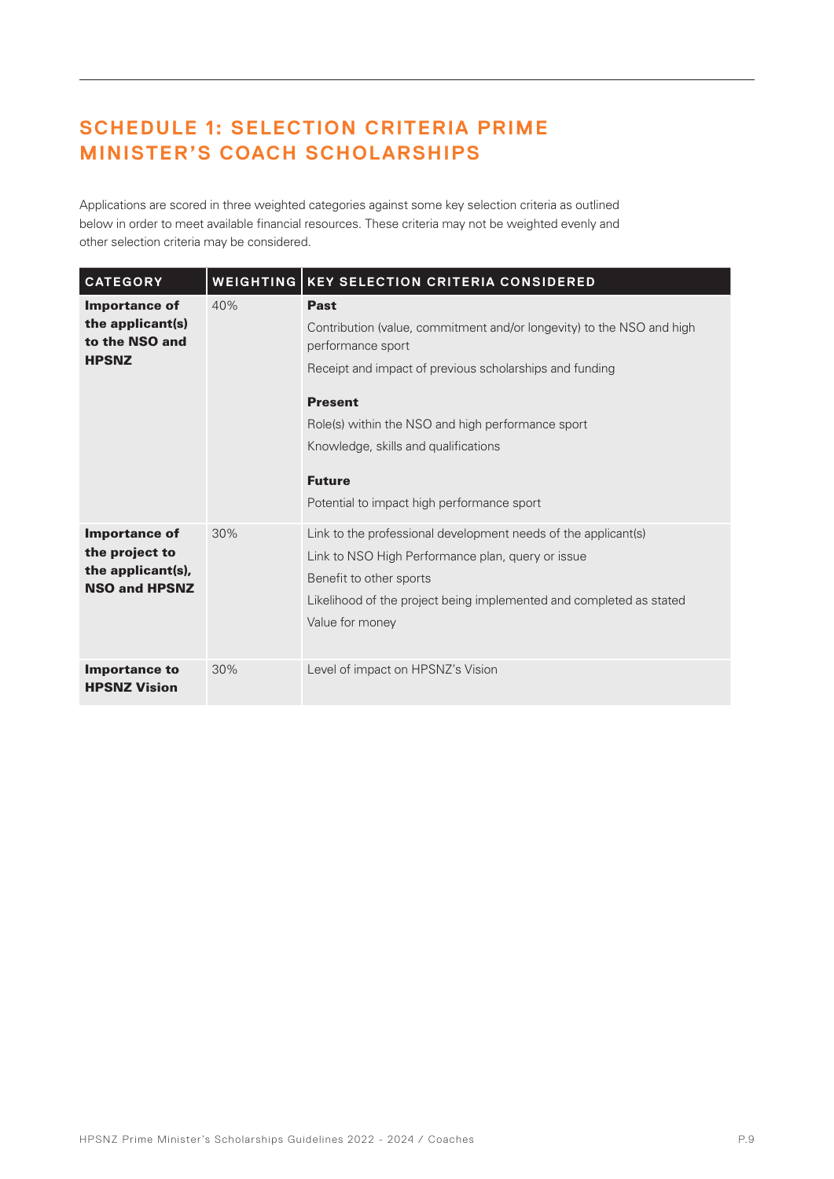## SCHEDULE 1: SELECTION CRITERIA PRIME MINISTER'S COACH SCHOLARSHIPS

Applications are scored in three weighted categories against some key selection criteria as outlined below in order to meet available financial resources. These criteria may not be weighted evenly and other selection criteria may be considered.

| CATEGORY | WEIGHTING | KEY SELECTION CRITERIA CONSIDERED |
|---|---|---|
| **Importance of the applicant(s) to the NSO and HPSNZ** | 40% | **Past**<br>Contribution (value, commitment and/or longevity) to the NSO and high performance sport<br>Receipt and impact of previous scholarships and funding<br><br>**Present**<br>Role(s) within the NSO and high performance sport<br>Knowledge, skills and qualifications<br><br>**Future**<br>Potential to impact high performance sport |
| **Importance of the project to the applicant(s), NSO and HPSNZ** | 30% | Link to the professional development needs of the applicant(s)<br>Link to NSO High Performance plan, query or issue<br>Benefit to other sports<br>Likelihood of the project being implemented and completed as stated<br>Value for money |
| **Importance to HPSNZ Vision** | 30% | Level of impact on HPSNZ's Vision |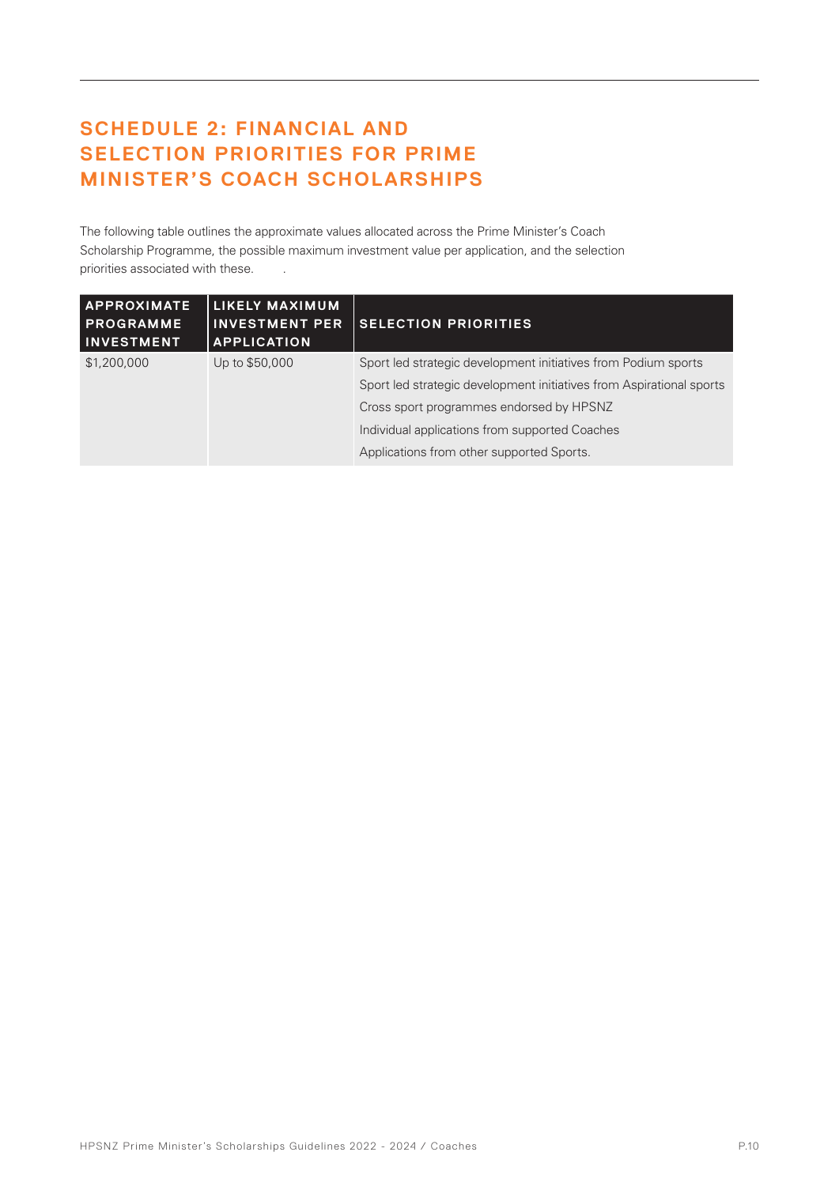## SCHEDULE 2: FINANCIAL AND SELECTION PRIORITIES FOR PRIME MINISTER'S COACH SCHOLARSHIPS

The following table outlines the approximate values allocated across the Prime Minister's Coach Scholarship Programme, the possible maximum investment value per application, and the selection priorities associated with these.

| APPROXIMATE PROGRAMME INVESTMENT | LIKELY MAXIMUM INVESTMENT PER APPLICATION | SELECTION PRIORITIES |
|---|---|---|
| $1,200,000 | Up to $50,000 | Sport led strategic development initiatives from Podium sports<br>Sport led strategic development initiatives from Aspirational sports<br>Cross sport programmes endorsed by HPSNZ<br>Individual applications from supported Coaches<br>Applications from other supported Sports. |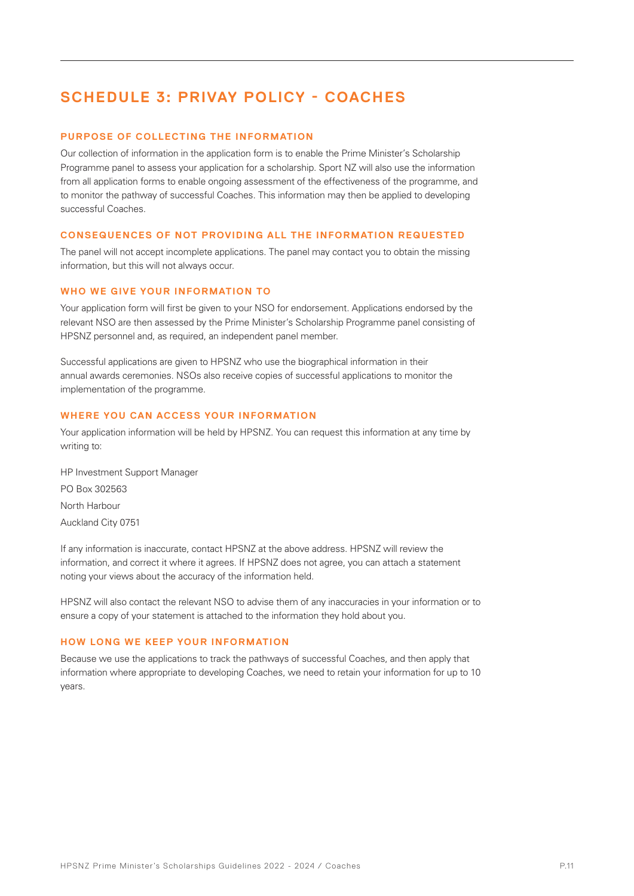## SCHEDULE 3: PRIVAY POLICY - COACHES

### PURPOSE OF COLLECTING THE INFORMATION

Our collection of information in the application form is to enable the Prime Minister's Scholarship Programme panel to assess your application for a scholarship. Sport NZ will also use the information from all application forms to enable ongoing assessment of the effectiveness of the programme, and to monitor the pathway of successful Coaches. This information may then be applied to developing successful Coaches.

### CONSEQUENCES OF NOT PROVIDING ALL THE INFORMATION REQUESTED

The panel will not accept incomplete applications. The panel may contact you to obtain the missing information, but this will not always occur.

### WHO WE GIVE YOUR INFORMATION TO

Your application form will first be given to your NSO for endorsement. Applications endorsed by the relevant NSO are then assessed by the Prime Minister's Scholarship Programme panel consisting of HPSNZ personnel and, as required, an independent panel member.

Successful applications are given to HPSNZ who use the biographical information in their annual awards ceremonies. NSOs also receive copies of successful applications to monitor the implementation of the programme.

### WHERE YOU CAN ACCESS YOUR INFORMATION

Your application information will be held by HPSNZ. You can request this information at any time by writing to:

HP Investment Support Manager

PO Box 302563

North Harbour

Auckland City 0751

If any information is inaccurate, contact HPSNZ at the above address. HPSNZ will review the information, and correct it where it agrees. If HPSNZ does not agree, you can attach a statement noting your views about the accuracy of the information held.

HPSNZ will also contact the relevant NSO to advise them of any inaccuracies in your information or to ensure a copy of your statement is attached to the information they hold about you.

### HOW LONG WE KEEP YOUR INFORMATION

Because we use the applications to track the pathways of successful Coaches, and then apply that information where appropriate to developing Coaches, we need to retain your information for up to 10 years.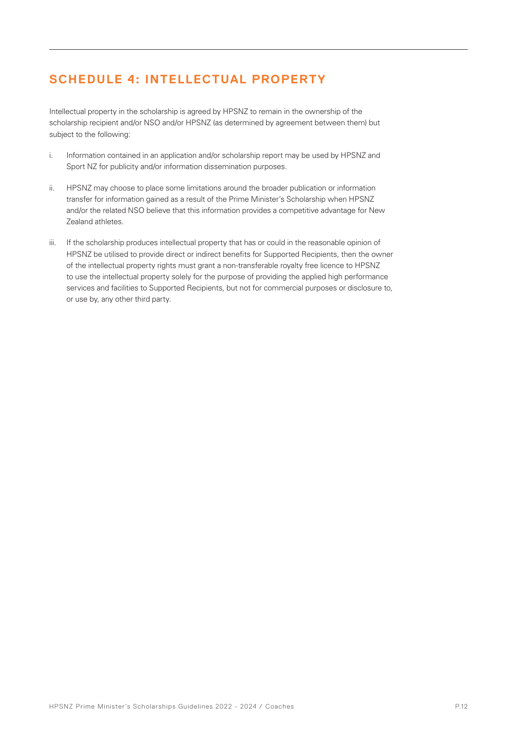## SCHEDULE 4: INTELLECTUAL PROPERTY

Intellectual property in the scholarship is agreed by HPSNZ to remain in the ownership of the scholarship recipient and/or NSO and/or HPSNZ (as determined by agreement between them) but subject to the following:

i. Information contained in an application and/or scholarship report may be used by HPSNZ and Sport NZ for publicity and/or information dissemination purposes.

ii. HPSNZ may choose to place some limitations around the broader publication or information transfer for information gained as a result of the Prime Minister's Scholarship when HPSNZ and/or the related NSO believe that this information provides a competitive advantage for New Zealand athletes.

iii. If the scholarship produces intellectual property that has or could in the reasonable opinion of HPSNZ be utilised to provide direct or indirect benefits for Supported Recipients, then the owner of the intellectual property rights must grant a non-transferable royalty free licence to HPSNZ to use the intellectual property solely for the purpose of providing the applied high performance services and facilities to Supported Recipients, but not for commercial purposes or disclosure to, or use by, any other third party.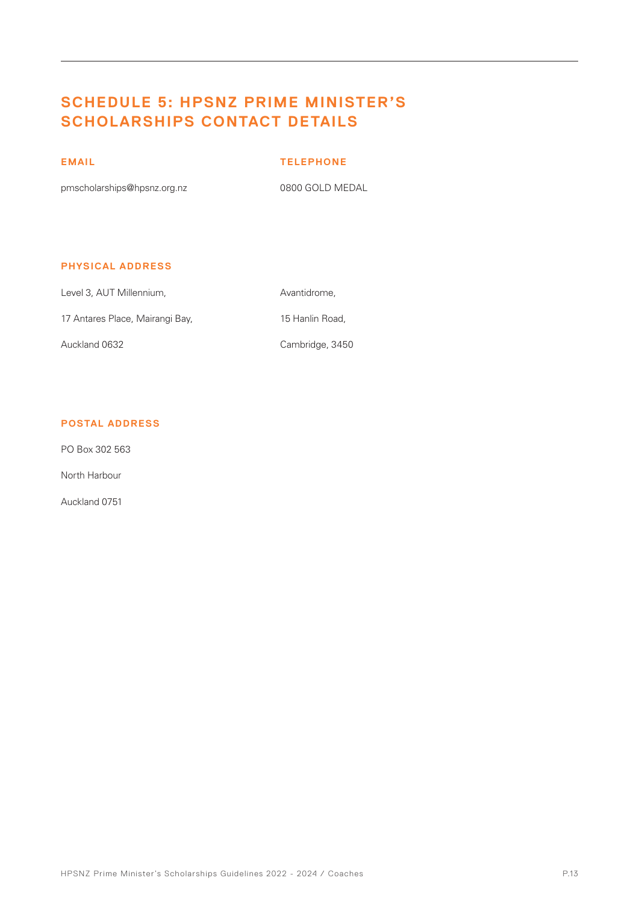# SCHEDULE 5: HPSNZ PRIME MINISTER'S SCHOLARSHIPS CONTACT DETAILS

### EMAIL

pmscholarships@hpsnz.org.nz

### TELEPHONE

0800 GOLD MEDAL

### PHYSICAL ADDRESS

Level 3, AUT Millennium,

17 Antares Place, Mairangi Bay,

Auckland 0632

Avantidrome,

15 Hanlin Road,

Cambridge, 3450

### POSTAL ADDRESS

PO Box 302 563

North Harbour

Auckland 0751